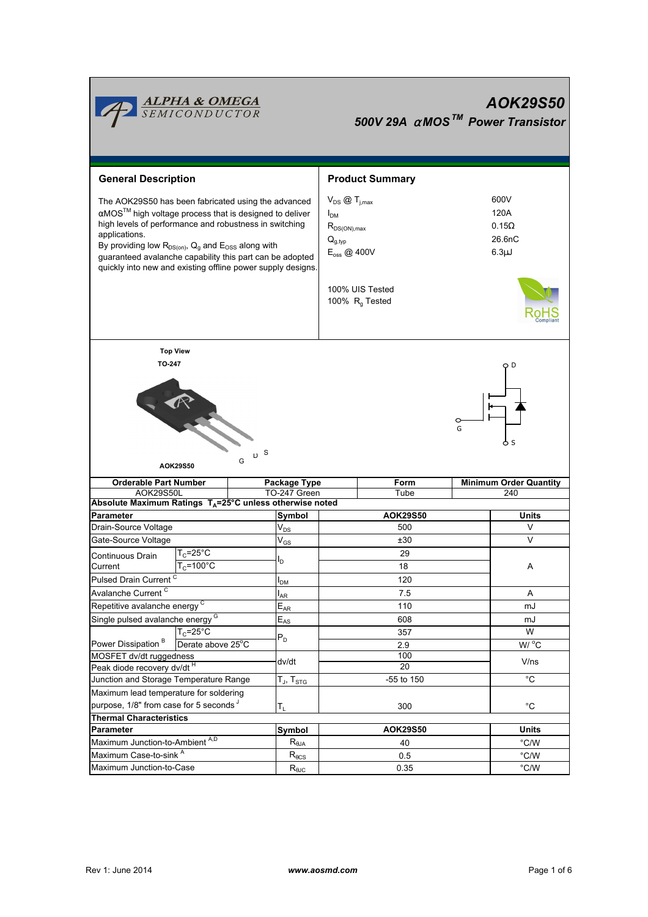# AOK29S50

## 500V 29A αMOS™ Power Transistor

## General Description

The AOK29S50 has been fabricated using the advanced αMOS™ high voltage process that is designed to deliver high levels of performance and robustness in switching applications.
By providing low $R_{DS(on)}$, $Q_g$ and $E_{OSS}$ along with guaranteed avalanche capability this part can be adopted quickly into new and existing offline power supply designs.

## Product Summary

| | |
|---|---|
| $V_{DS}$ @ $T_{j,max}$ | 600V |
| $I_{DM}$ | 120A |
| $R_{DS(ON),max}$ | 0.15Ω |
| $Q_{g,typ}$ | 26.6nC |
| $E_{oss}$ @ 400V | 6.3μJ |

100% UIS Tested
100% $R_g$ Tested

Top View
TO-247

AOK29S50

G D S

| Orderable Part Number | Package Type | Form | Minimum Order Quantity |
|---|---|---|---|
| AOK29S50L | TO-247 Green | Tube | 240 |

**Absolute Maximum Ratings $T_A$=25°C unless otherwise noted**

| Parameter | | Symbol | AOK29S50 | Units |
|---|---|---|---|---|
| Drain-Source Voltage | | $V_{DS}$ | 500 | V |
| Gate-Source Voltage | | $V_{GS}$ | ±30 | V |
| Continuous Drain Current | $T_C$=25°C | $I_D$ | 29 | A |
| | $T_C$=100°C | | 18 | |
| Pulsed Drain Current [C] | | $I_{DM}$ | 120 | |
| Avalanche Current [C] | | $I_{AR}$ | 7.5 | A |
| Repetitive avalanche energy [C] | | $E_{AR}$ | 110 | mJ |
| Single pulsed avalanche energy [G] | | $E_{AS}$ | 608 | mJ |
| Power Dissipation [B] | $T_C$=25°C | $P_D$ | 357 | W |
| | Derate above 25°C | | 2.9 | W/°C |
| MOSFET dv/dt ruggedness | | dv/dt | 100 | V/ns |
| Peak diode recovery dv/dt [H] | | | 20 | |
| Junction and Storage Temperature Range | | $T_J$, $T_{STG}$ | -55 to 150 | °C |
| Maximum lead temperature for soldering purpose, 1/8" from case for 5 seconds [J] | | $T_L$ | 300 | °C |

**Thermal Characteristics**

| Parameter | Symbol | AOK29S50 | Units |
|---|---|---|---|
| Maximum Junction-to-Ambient [A,D] | $R_{\theta JA}$ | 40 | °C/W |
| Maximum Case-to-sink [A] | $R_{\theta CS}$ | 0.5 | °C/W |
| Maximum Junction-to-Case | $R_{\theta JC}$ | 0.35 | °C/W |

Rev 1: June 2014 www.aosmd.com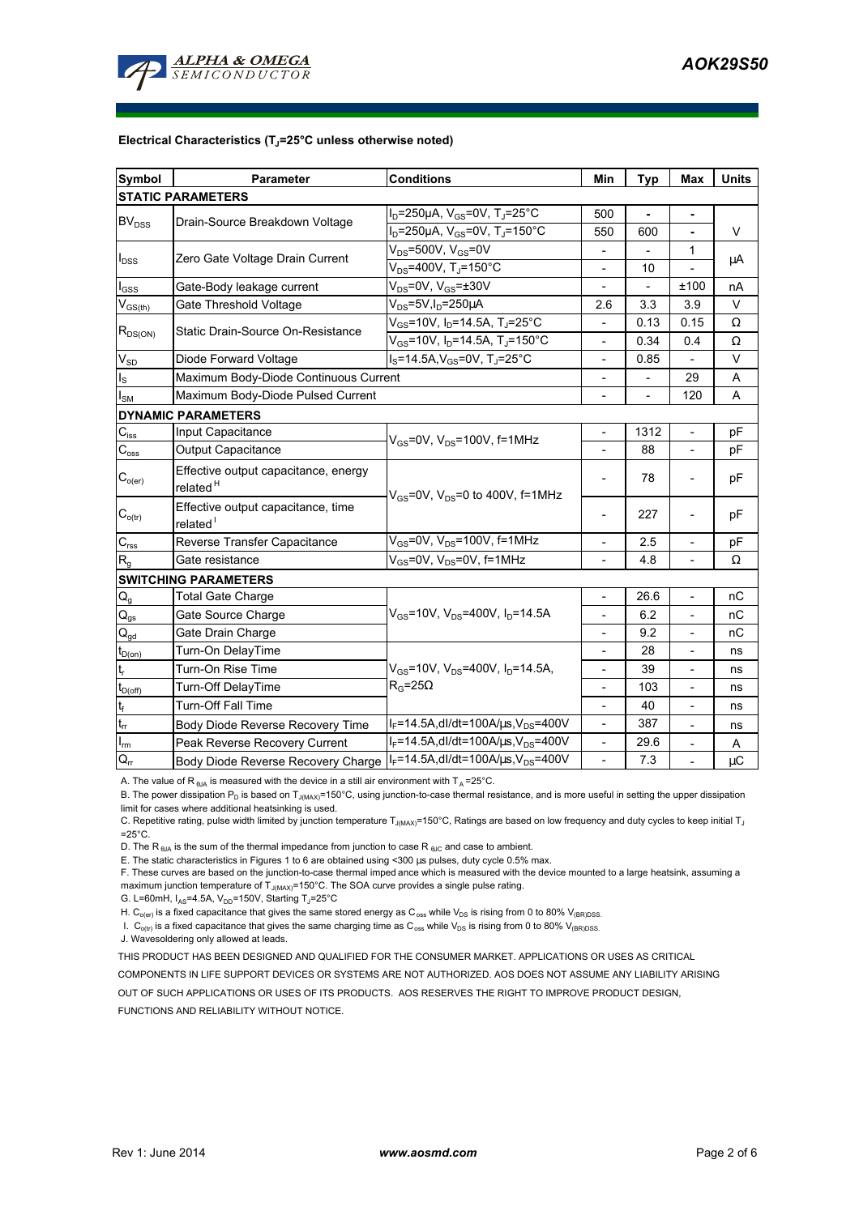**Electrical Characteristics ($T_J$=25°C unless otherwise noted)**

| Symbol | Parameter | Conditions | Min | Typ | Max | Units |
|---|---|---|---|---|---|---|
| **STATIC PARAMETERS** | | | | | | |
| $BV_{DSS}$ | Drain-Source Breakdown Voltage | $I_D$=250µA, $V_{GS}$=0V, $T_J$=25°C | 500 | - | - | V |
| | | $I_D$=250µA, $V_{GS}$=0V, $T_J$=150°C | 550 | 600 | - | |
| $I_{DSS}$ | Zero Gate Voltage Drain Current | $V_{DS}$=500V, $V_{GS}$=0V | - | - | 1 | µA |
| | | $V_{DS}$=400V, $T_J$=150°C | - | 10 | - | |
| $I_{GSS}$ | Gate-Body leakage current | $V_{DS}$=0V, $V_{GS}$=±30V | - | - | ±100 | nA |
| $V_{GS(th)}$ | Gate Threshold Voltage | $V_{DS}$=5V, $I_D$=250µA | 2.6 | 3.3 | 3.9 | V |
| $R_{DS(ON)}$ | Static Drain-Source On-Resistance | $V_{GS}$=10V, $I_D$=14.5A, $T_J$=25°C | - | 0.13 | 0.15 | Ω |
| | | $V_{GS}$=10V, $I_D$=14.5A, $T_J$=150°C | - | 0.34 | 0.4 | Ω |
| $V_{SD}$ | Diode Forward Voltage | $I_S$=14.5A, $V_{GS}$=0V, $T_J$=25°C | - | 0.85 | - | V |
| $I_S$ | Maximum Body-Diode Continuous Current | | - | - | 29 | A |
| $I_{SM}$ | Maximum Body-Diode Pulsed Current | | - | - | 120 | A |
| **DYNAMIC PARAMETERS** | | | | | | |
| $C_{iss}$ | Input Capacitance | $V_{GS}$=0V, $V_{DS}$=100V, f=1MHz | - | 1312 | - | pF |
| $C_{oss}$ | Output Capacitance | | - | 88 | - | pF |
| $C_{o(er)}$ | Effective output capacitance, energy related [H] | $V_{GS}$=0V, $V_{DS}$=0 to 400V, f=1MHz | - | 78 | - | pF |
| $C_{o(tr)}$ | Effective output capacitance, time related [I] | | - | 227 | - | pF |
| $C_{rss}$ | Reverse Transfer Capacitance | $V_{GS}$=0V, $V_{DS}$=100V, f=1MHz | - | 2.5 | - | pF |
| $R_g$ | Gate resistance | $V_{GS}$=0V, $V_{DS}$=0V, f=1MHz | - | 4.8 | - | Ω |
| **SWITCHING PARAMETERS** | | | | | | |
| $Q_g$ | Total Gate Charge | $V_{GS}$=10V, $V_{DS}$=400V, $I_D$=14.5A | - | 26.6 | - | nC |
| $Q_{gs}$ | Gate Source Charge | | - | 6.2 | - | nC |
| $Q_{gd}$ | Gate Drain Charge | | - | 9.2 | - | nC |
| $t_{D(on)}$ | Turn-On DelayTime | $V_{GS}$=10V, $V_{DS}$=400V, $I_D$=14.5A, $R_G$=25Ω | - | 28 | - | ns |
| $t_r$ | Turn-On Rise Time | | - | 39 | - | ns |
| $t_{D(off)}$ | Turn-Off DelayTime | | - | 103 | - | ns |
| $t_f$ | Turn-Off Fall Time | | - | 40 | - | ns |
| $t_{rr}$ | Body Diode Reverse Recovery Time | $I_F$=14.5A, dI/dt=100A/µs, $V_{DS}$=400V | - | 387 | - | ns |
| $I_{rm}$ | Peak Reverse Recovery Current | $I_F$=14.5A, dI/dt=100A/µs, $V_{DS}$=400V | - | 29.6 | - | A |
| $Q_{rr}$ | Body Diode Reverse Recovery Charge | $I_F$=14.5A, dI/dt=100A/µs, $V_{DS}$=400V | - | 7.3 | - | µC |

A. The value of $R_{\theta JA}$ is measured with the device in a still air environment with $T_A$=25°C.

B. The power dissipation $P_D$ is based on $T_{J(MAX)}$=150°C, using junction-to-case thermal resistance, and is more useful in setting the upper dissipation limit for cases where additional heatsinking is used.

C. Repetitive rating, pulse width limited by junction temperature $T_{J(MAX)}$=150°C, Ratings are based on low frequency and duty cycles to keep initial $T_J$ =25°C.

D. The $R_{\theta JA}$ is the sum of the thermal impedance from junction to case $R_{\theta JC}$ and case to ambient.

E. The static characteristics in Figures 1 to 6 are obtained using <300 µs pulses, duty cycle 0.5% max.

F. These curves are based on the junction-to-case thermal impedance which is measured with the device mounted to a large heatsink, assuming a maximum junction temperature of $T_{J(MAX)}$=150°C. The SOA curve provides a single pulse rating.

G. L=60mH, $I_{AS}$=4.5A, $V_{DD}$=150V, Starting $T_J$=25°C

H. $C_{o(er)}$ is a fixed capacitance that gives the same stored energy as $C_{oss}$ while $V_{DS}$ is rising from 0 to 80% $V_{(BR)DSS}$.

I. $C_{o(tr)}$ is a fixed capacitance that gives the same charging time as $C_{oss}$ while $V_{DS}$ is rising from 0 to 80% $V_{(BR)DSS}$.

J. Wavesoldering only allowed at leads.

THIS PRODUCT HAS BEEN DESIGNED AND QUALIFIED FOR THE CONSUMER MARKET. APPLICATIONS OR USES AS CRITICAL COMPONENTS IN LIFE SUPPORT DEVICES OR SYSTEMS ARE NOT AUTHORIZED. AOS DOES NOT ASSUME ANY LIABILITY ARISING OUT OF SUCH APPLICATIONS OR USES OF ITS PRODUCTS. AOS RESERVES THE RIGHT TO IMPROVE PRODUCT DESIGN, FUNCTIONS AND RELIABILITY WITHOUT NOTICE.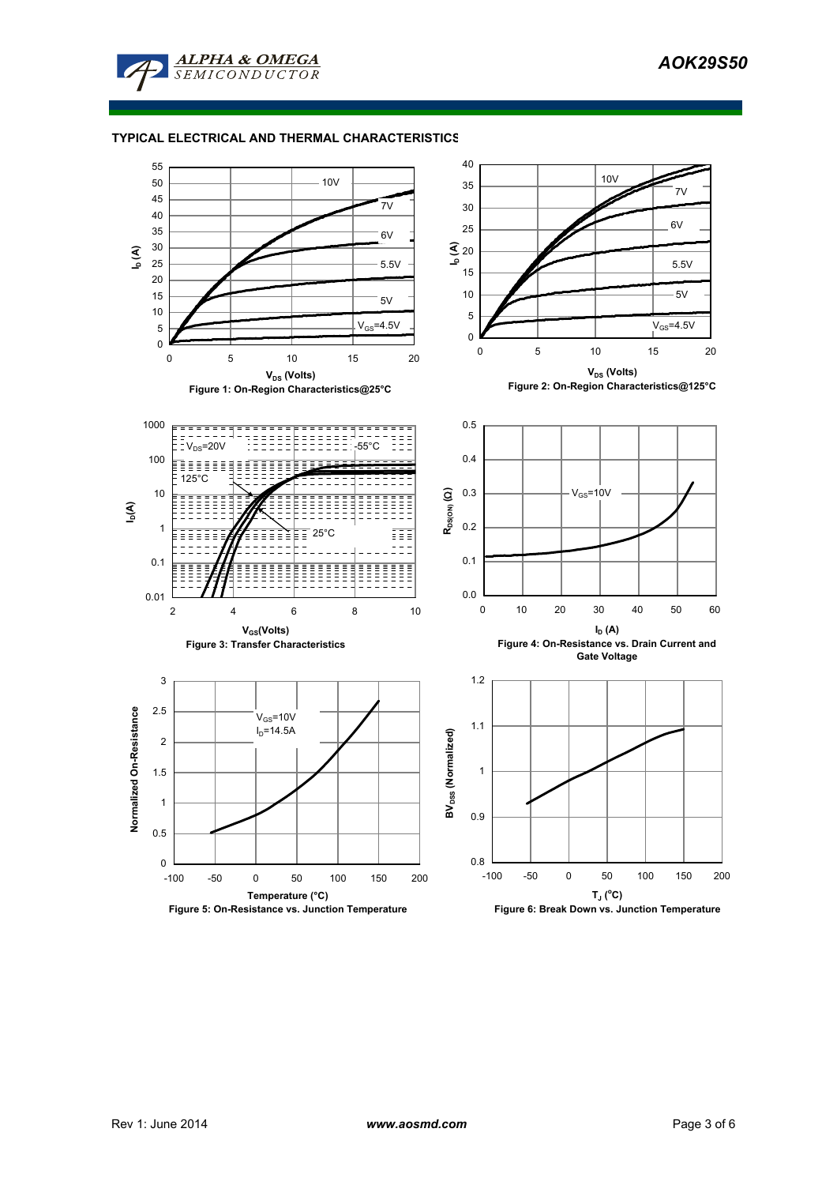## TYPICAL ELECTRICAL AND THERMAL CHARACTERISTICS

Figure 1: On-Region Characteristics@25°C

Figure 2: On-Region Characteristics@125°C

Figure 3: Transfer Characteristics

Figure 4: On-Resistance vs. Drain Current and Gate Voltage

Figure 5: On-Resistance vs. Junction Temperature

Figure 6: Break Down vs. Junction Temperature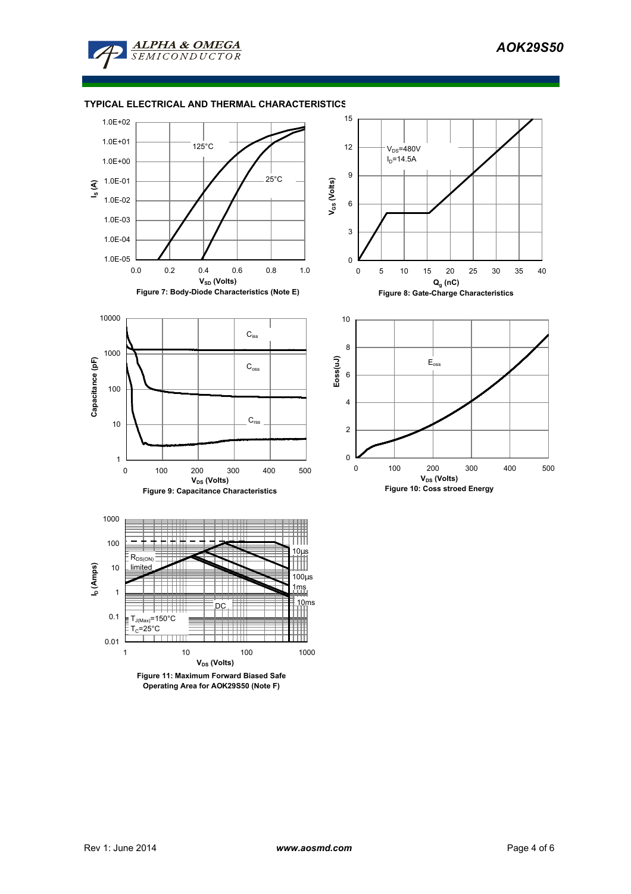## TYPICAL ELECTRICAL AND THERMAL CHARACTERISTICS

Figure 7: Body-Diode Characteristics (Note E)

Figure 8: Gate-Charge Characteristics

Figure 9: Capacitance Characteristics

Figure 10: Coss stroed Energy

Figure 11: Maximum Forward Biased Safe Operating Area for AOK29S50 (Note F)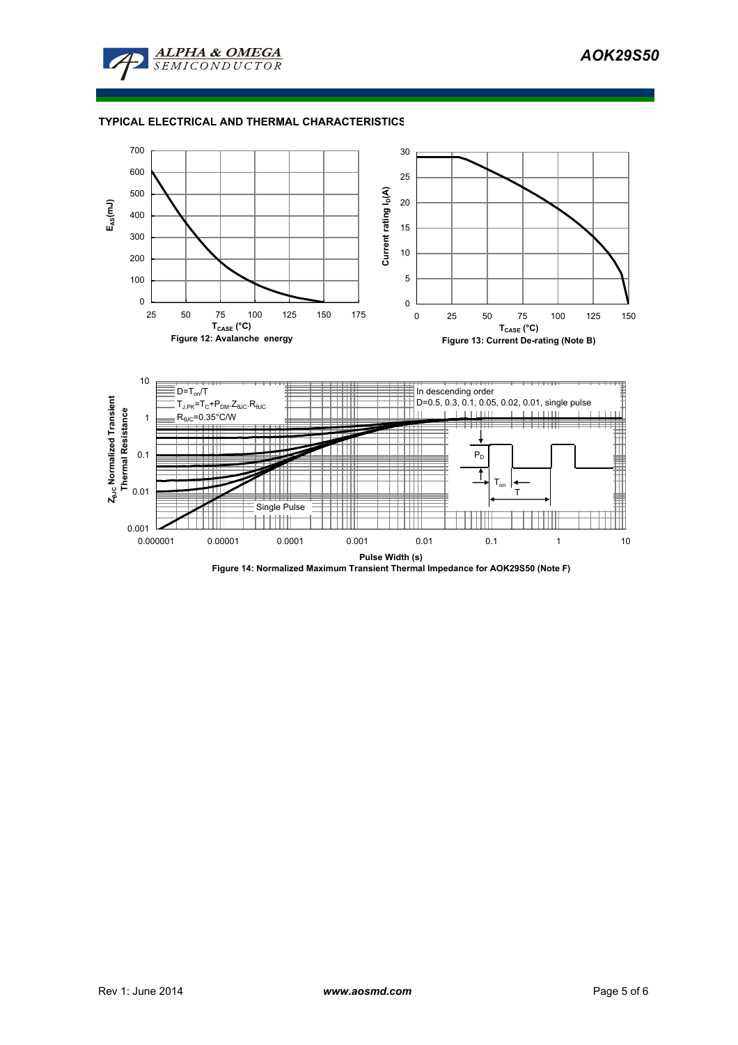## TYPICAL ELECTRICAL AND THERMAL CHARACTERISTICS

Figure 12: Avalanche energy

Figure 13: Current De-rating (Note B)

$D=T_{on}/T$

$T_{J,PK}=T_C+P_{DM}.Z_{\theta JC}.R_{\theta JC}$

$R_{\theta JC}=0.35°C/W$

In descending order

D=0.5, 0.3, 0.1, 0.05, 0.02, 0.01, single pulse

Figure 14: Normalized Maximum Transient Thermal Impedance for AOK29S50 (Note F)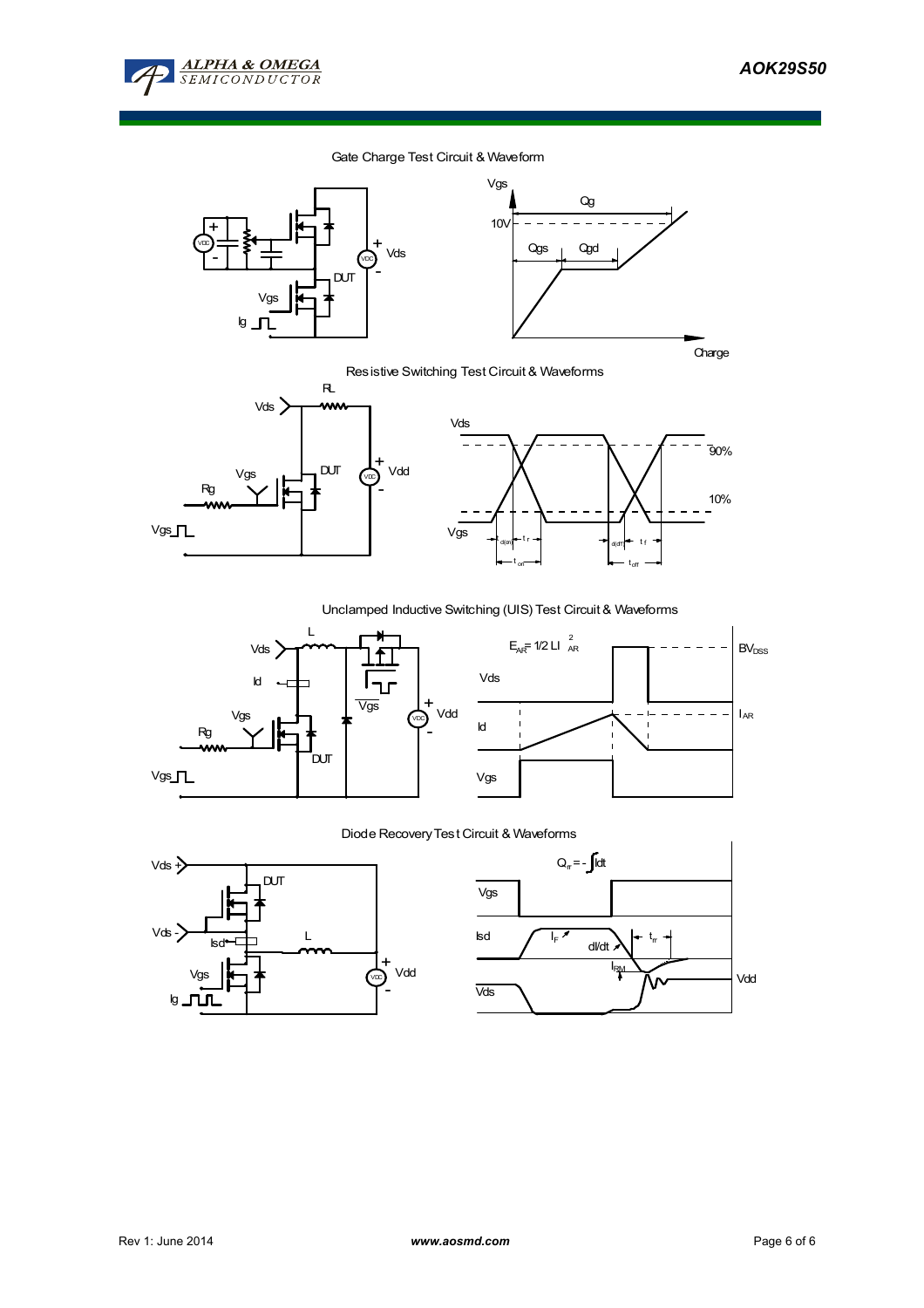## Gate Charge Test Circuit & Waveform

Vgs

Qg

10V

Qgs

Qgd

+

VDC

-

+

Vds

-

DUT

Vgs

Ig

Charge

## Resistive Switching Test Circuit & Waveforms

RL

Vds

Vgs

Rg

DUT

+

VDC

Vdd

-

Vgs

Vds

90%

10%

Vgs

$t_{d(on)}$ $t_r$

$t_{on}$

$t_{d(off)}$ $t_f$

$t_{off}$

## Unclamped Inductive Switching (UIS) Test Circuit & Waveforms

L

Vds

Id

Vgs

Rg

Vgs

DUT

Vgs

+

VDC

Vdd

-

$E_{AR} = 1/2\ LI_{AR}^{2}$

$BV_{DSS}$

Vds

Id

$I_{AR}$

Vgs

## Diode Recovery Test Circuit & Waveforms

Vds +

DUT

Vds -

Isd

L

Vgs

+

VDC

Vdd

-

Ig

$Q_{rr} = -\int Idt$

Vgs

Isd

$I_F$

dI/dt

$t_{rr}$

$I_{RM}$

Vds

Vdd